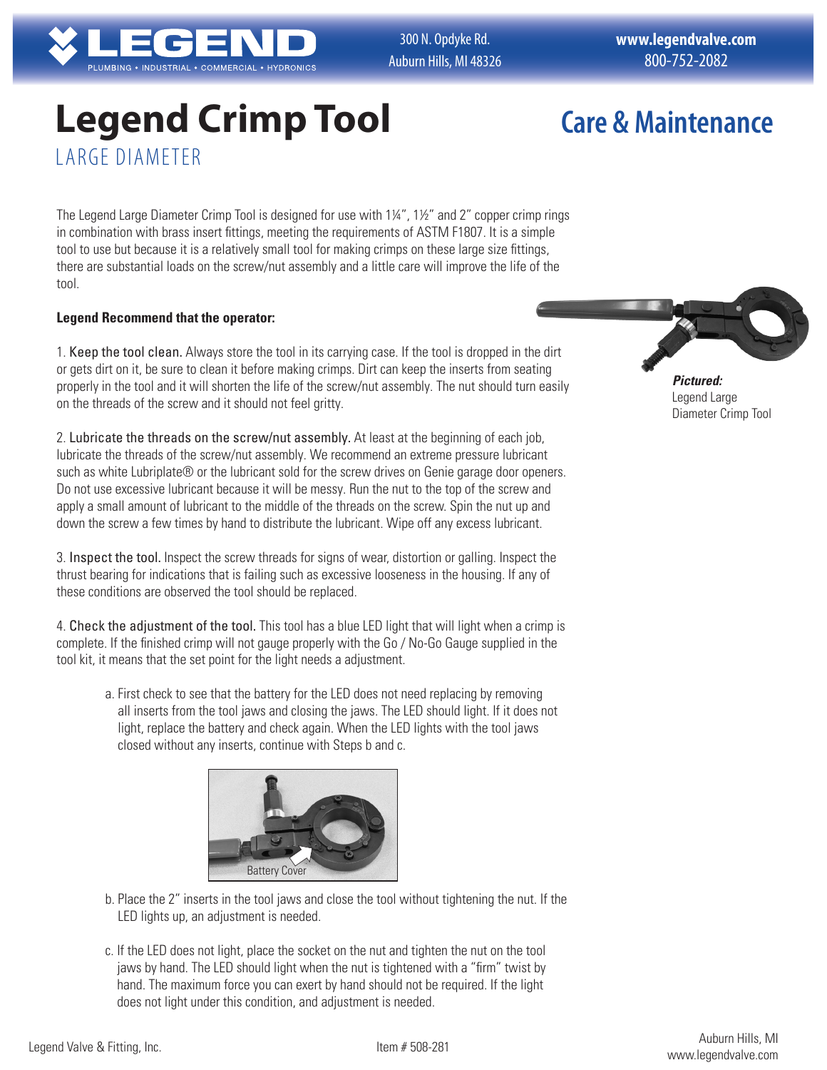LEGEND

PLUMBING • INDUSTRIAL • COMMERCIAL • HYDRONICS

300 N. Opdyke Rd.
Auburn Hills, MI 48326

www.legendvalve.com
800-752-2082

# Legend Crimp Tool

## LARGE DIAMETER

## Care & Maintenance

The Legend Large Diameter Crimp Tool is designed for use with 1¼", 1½" and 2" copper crimp rings in combination with brass insert fittings, meeting the requirements of ASTM F1807. It is a simple tool to use but because it is a relatively small tool for making crimps on these large size fittings, there are substantial loads on the screw/nut assembly and a little care will improve the life of the tool.

***Pictured:*** Legend Large Diameter Crimp Tool

**Legend Recommend that the operator:**

1. Keep the tool clean. Always store the tool in its carrying case. If the tool is dropped in the dirt or gets dirt on it, be sure to clean it before making crimps. Dirt can keep the inserts from seating properly in the tool and it will shorten the life of the screw/nut assembly. The nut should turn easily on the threads of the screw and it should not feel gritty.

2. Lubricate the threads on the screw/nut assembly. At least at the beginning of each job, lubricate the threads of the screw/nut assembly. We recommend an extreme pressure lubricant such as white Lubriplate® or the lubricant sold for the screw drives on Genie garage door openers. Do not use excessive lubricant because it will be messy. Run the nut to the top of the screw and apply a small amount of lubricant to the middle of the threads on the screw. Spin the nut up and down the screw a few times by hand to distribute the lubricant. Wipe off any excess lubricant.

3. Inspect the tool. Inspect the screw threads for signs of wear, distortion or galling. Inspect the thrust bearing for indications that is failing such as excessive looseness in the housing. If any of these conditions are observed the tool should be replaced.

4. Check the adjustment of the tool. This tool has a blue LED light that will light when a crimp is complete. If the finished crimp will not gauge properly with the Go / No-Go Gauge supplied in the tool kit, it means that the set point for the light needs a adjustment.

   a. First check to see that the battery for the LED does not need replacing by removing all inserts from the tool jaws and closing the jaws. The LED should light. If it does not light, replace the battery and check again. When the LED lights with the tool jaws closed without any inserts, continue with Steps b and c.

   Battery Cover

   b. Place the 2" inserts in the tool jaws and close the tool without tightening the nut. If the LED lights up, an adjustment is needed.

   c. If the LED does not light, place the socket on the nut and tighten the nut on the tool jaws by hand. The LED should light when the nut is tightened with a "firm" twist by hand. The maximum force you can exert by hand should not be required. If the light does not light under this condition, and adjustment is needed.

Legend Valve & Fitting, Inc. Item # 508-281 Auburn Hills, MI www.legendvalve.com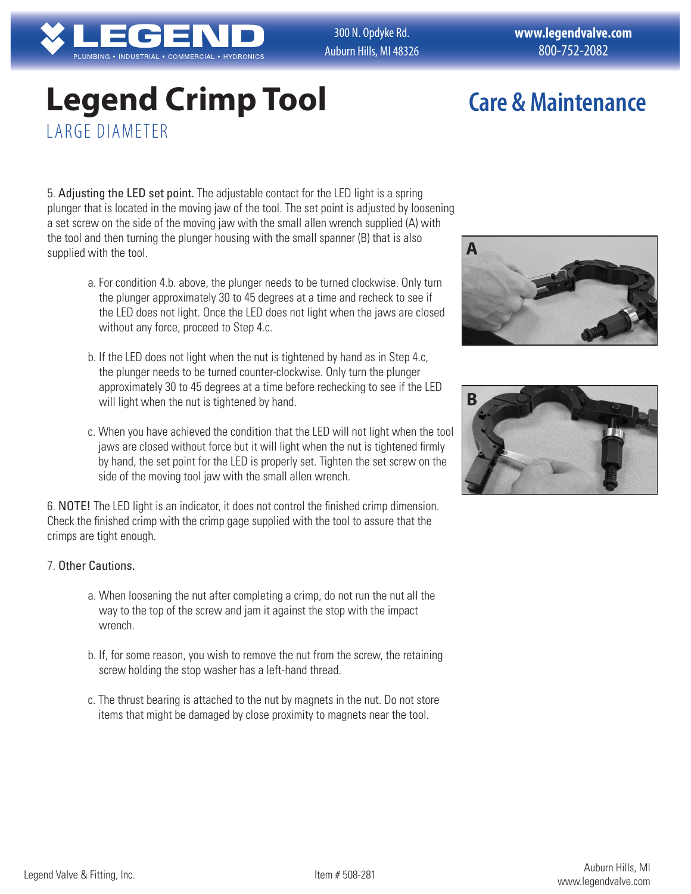# Legend Crimp Tool

LARGE DIAMETER

## Care & Maintenance

5. Adjusting the LED set point. The adjustable contact for the LED light is a spring plunger that is located in the moving jaw of the tool. The set point is adjusted by loosening a set screw on the side of the moving jaw with the small allen wrench supplied (A) with the tool and then turning the plunger housing with the small spanner (B) that is also supplied with the tool.

   a. For condition 4.b. above, the plunger needs to be turned clockwise. Only turn the plunger approximately 30 to 45 degrees at a time and recheck to see if the LED does not light. Once the LED does not light when the jaws are closed without any force, proceed to Step 4.c.

   b. If the LED does not light when the nut is tightened by hand as in Step 4.c, the plunger needs to be turned counter-clockwise. Only turn the plunger approximately 30 to 45 degrees at a time before rechecking to see if the LED will light when the nut is tightened by hand.

   c. When you have achieved the condition that the LED will not light when the tool jaws are closed without force but it will light when the nut is tightened firmly by hand, the set point for the LED is properly set. Tighten the set screw on the side of the moving tool jaw with the small allen wrench.

A

B

6. NOTE! The LED light is an indicator, it does not control the finished crimp dimension. Check the finished crimp with the crimp gage supplied with the tool to assure that the crimps are tight enough.

7. Other Cautions.

   a. When loosening the nut after completing a crimp, do not run the nut all the way to the top of the screw and jam it against the stop with the impact wrench.

   b. If, for some reason, you wish to remove the nut from the screw, the retaining screw holding the stop washer has a left-hand thread.

   c. The thrust bearing is attached to the nut by magnets in the nut. Do not store items that might be damaged by close proximity to magnets near the tool.